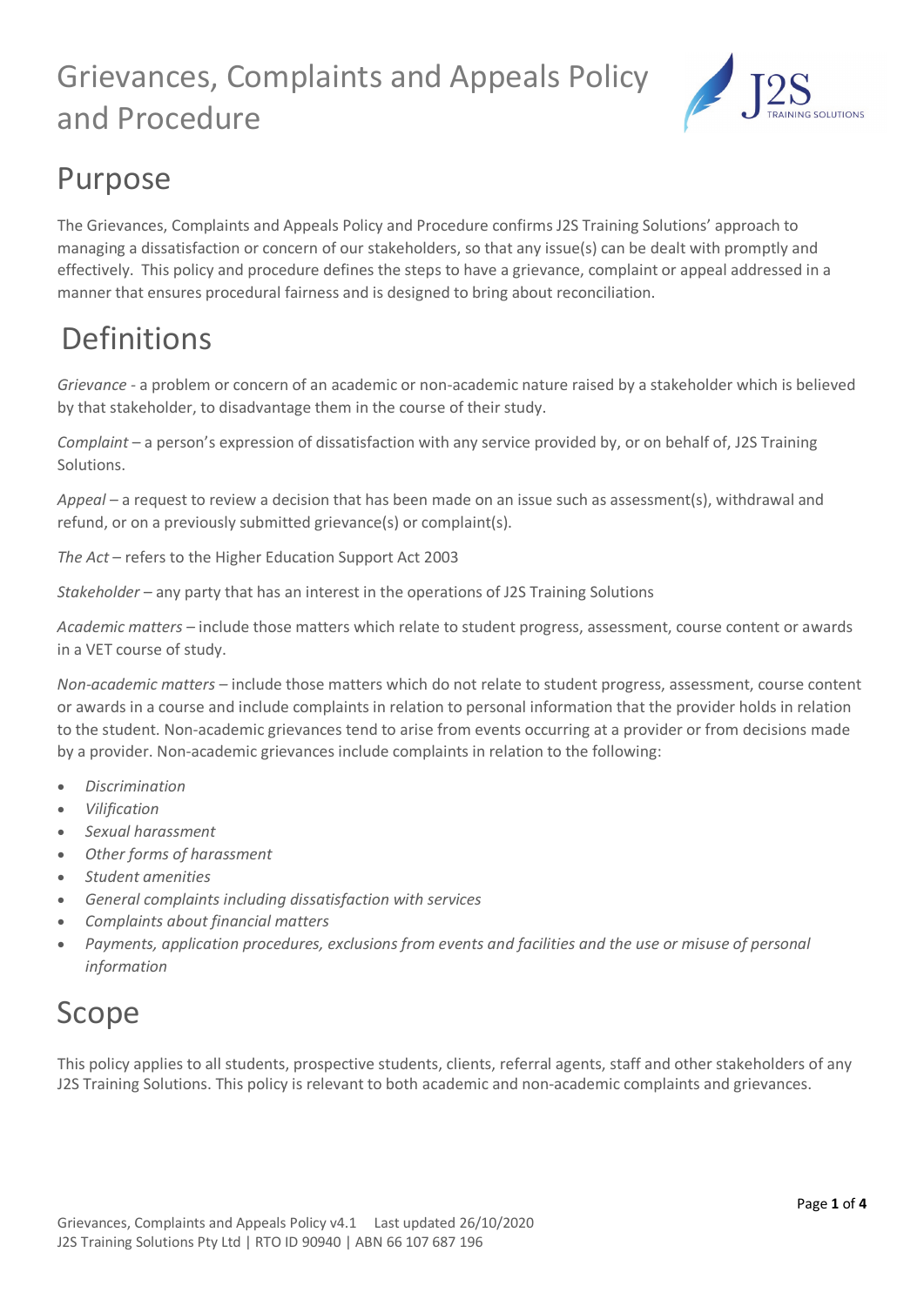# Grievances, Complaints and Appeals Policy and Procedure

## Purpose

The Grievances, Complaints and Appeals Policy and Procedure confirms J2S Training Solutions' approach to managing a dissatisfaction or concern of our stakeholders, so that any issue(s) can be dealt with promptly and effectively. This policy and procedure defines the steps to have a grievance, complaint or appeal addressed in a manner that ensures procedural fairness and is designed to bring about reconciliation.

## Definitions

*Grievance* - a problem or concern of an academic or non-academic nature raised by a stakeholder which is believed by that stakeholder, to disadvantage them in the course of their study.

*Complaint* – a person's expression of dissatisfaction with any service provided by, or on behalf of, J2S Training Solutions.

*Appeal* – a request to review a decision that has been made on an issue such as assessment(s), withdrawal and refund, or on a previously submitted grievance(s) or complaint(s).

*The Act* – refers to the Higher Education Support Act 2003

*Stakeholder* – any party that has an interest in the operations of J2S Training Solutions

*Academic matters* – include those matters which relate to student progress, assessment, course content or awards in a VET course of study.

*Non-academic matters* – include those matters which do not relate to student progress, assessment, course content or awards in a course and include complaints in relation to personal information that the provider holds in relation to the student. Non-academic grievances tend to arise from events occurring at a provider or from decisions made by a provider. Non-academic grievances include complaints in relation to the following:

- *Discrimination*
- *Vilification*
- *Sexual harassment*
- *Other forms of harassment*
- *Student amenities*
- *General complaints including dissatisfaction with services*
- *Complaints about financial matters*
- *Payments, application procedures, exclusions from events and facilities and the use or misuse of personal information*

## Scope

This policy applies to all students, prospective students, clients, referral agents, staff and other stakeholders of any J2S Training Solutions. This policy is relevant to both academic and non-academic complaints and grievances.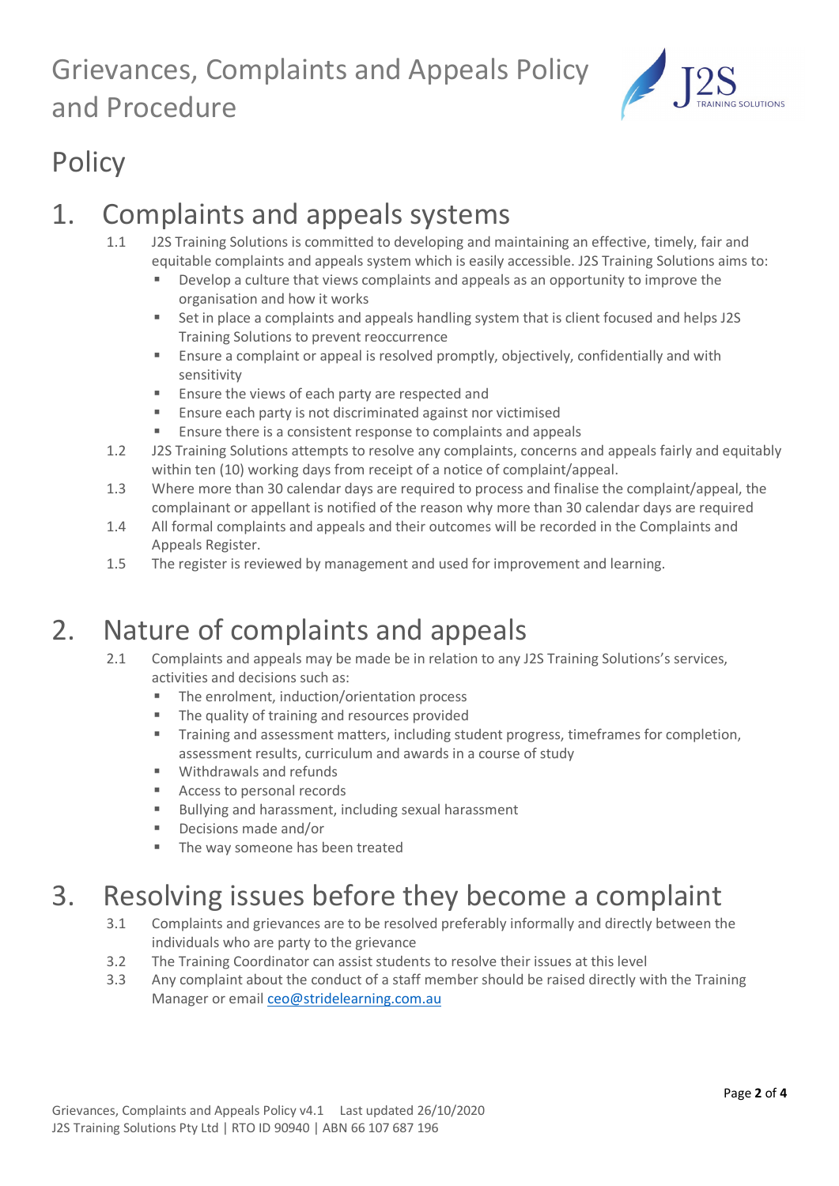# Grievances, Complaints and Appeals Policy and Procedure

## Policy

## 1. Complaints and appeals systems

1.1 J2S Training Solutions is committed to developing and maintaining an effective, timely, fair and equitable complaints and appeals system which is easily accessible. J2S Training Solutions aims to:

- Develop a culture that views complaints and appeals as an opportunity to improve the organisation and how it works
- Set in place a complaints and appeals handling system that is client focused and helps J2S Training Solutions to prevent reoccurrence
- Ensure a complaint or appeal is resolved promptly, objectively, confidentially and with sensitivity
- Ensure the views of each party are respected and
- Ensure each party is not discriminated against nor victimised
- Ensure there is a consistent response to complaints and appeals

1.2 J2S Training Solutions attempts to resolve any complaints, concerns and appeals fairly and equitably within ten (10) working days from receipt of a notice of complaint/appeal.

1.3 Where more than 30 calendar days are required to process and finalise the complaint/appeal, the complainant or appellant is notified of the reason why more than 30 calendar days are required

1.4 All formal complaints and appeals and their outcomes will be recorded in the Complaints and Appeals Register.

1.5 The register is reviewed by management and used for improvement and learning.

## 2. Nature of complaints and appeals

2.1 Complaints and appeals may be made be in relation to any J2S Training Solutions's services, activities and decisions such as:

- The enrolment, induction/orientation process
- The quality of training and resources provided
- Training and assessment matters, including student progress, timeframes for completion, assessment results, curriculum and awards in a course of study
- Withdrawals and refunds
- Access to personal records
- Bullying and harassment, including sexual harassment
- Decisions made and/or
- The way someone has been treated

## 3. Resolving issues before they become a complaint

3.1 Complaints and grievances are to be resolved preferably informally and directly between the individuals who are party to the grievance

3.2 The Training Coordinator can assist students to resolve their issues at this level

3.3 Any complaint about the conduct of a staff member should be raised directly with the Training Manager or email ceo@stridelearning.com.au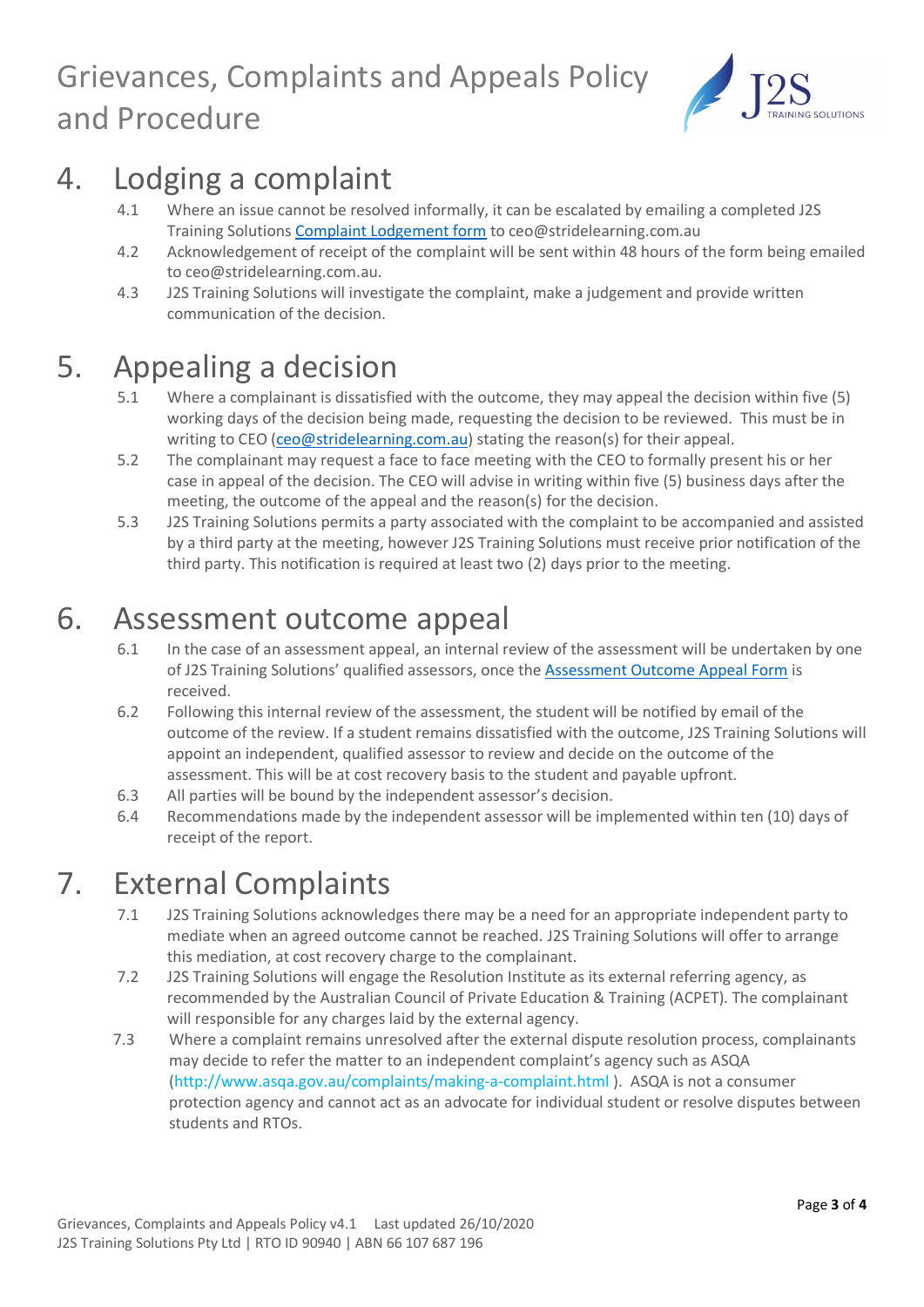## 4. Lodging a complaint

4.1 Where an issue cannot be resolved informally, it can be escalated by emailing a completed J2S Training Solutions Complaint Lodgement form to ceo@stridelearning.com.au

4.2 Acknowledgement of receipt of the complaint will be sent within 48 hours of the form being emailed to ceo@stridelearning.com.au.

4.3 J2S Training Solutions will investigate the complaint, make a judgement and provide written communication of the decision.

## 5. Appealing a decision

5.1 Where a complainant is dissatisfied with the outcome, they may appeal the decision within five (5) working days of the decision being made, requesting the decision to be reviewed. This must be in writing to CEO (ceo@stridelearning.com.au) stating the reason(s) for their appeal.

5.2 The complainant may request a face to face meeting with the CEO to formally present his or her case in appeal of the decision. The CEO will advise in writing within five (5) business days after the meeting, the outcome of the appeal and the reason(s) for the decision.

5.3 J2S Training Solutions permits a party associated with the complaint to be accompanied and assisted by a third party at the meeting, however J2S Training Solutions must receive prior notification of the third party. This notification is required at least two (2) days prior to the meeting.

## 6. Assessment outcome appeal

6.1 In the case of an assessment appeal, an internal review of the assessment will be undertaken by one of J2S Training Solutions' qualified assessors, once the Assessment Outcome Appeal Form is received.

6.2 Following this internal review of the assessment, the student will be notified by email of the outcome of the review. If a student remains dissatisfied with the outcome, J2S Training Solutions will appoint an independent, qualified assessor to review and decide on the outcome of the assessment. This will be at cost recovery basis to the student and payable upfront.

6.3 All parties will be bound by the independent assessor's decision.

6.4 Recommendations made by the independent assessor will be implemented within ten (10) days of receipt of the report.

## 7. External Complaints

7.1 J2S Training Solutions acknowledges there may be a need for an appropriate independent party to mediate when an agreed outcome cannot be reached. J2S Training Solutions will offer to arrange this mediation, at cost recovery charge to the complainant.

7.2 J2S Training Solutions will engage the Resolution Institute as its external referring agency, as recommended by the Australian Council of Private Education & Training (ACPET). The complainant will responsible for any charges laid by the external agency.

7.3 Where a complaint remains unresolved after the external dispute resolution process, complainants may decide to refer the matter to an independent complaint's agency such as ASQA (http://www.asqa.gov.au/complaints/making-a-complaint.html ). ASQA is not a consumer protection agency and cannot act as an advocate for individual student or resolve disputes between students and RTOs.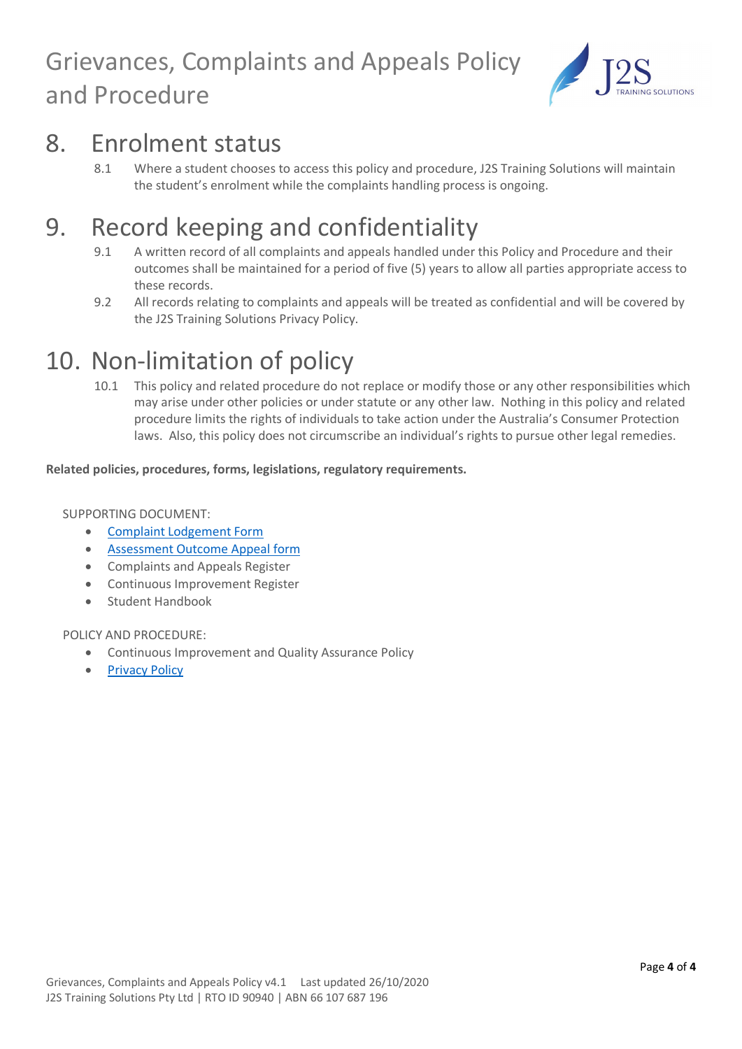## 8. Enrolment status

8.1 Where a student chooses to access this policy and procedure, J2S Training Solutions will maintain the student's enrolment while the complaints handling process is ongoing.

## 9. Record keeping and confidentiality

9.1 A written record of all complaints and appeals handled under this Policy and Procedure and their outcomes shall be maintained for a period of five (5) years to allow all parties appropriate access to these records.

9.2 All records relating to complaints and appeals will be treated as confidential and will be covered by the J2S Training Solutions Privacy Policy.

## 10. Non-limitation of policy

10.1 This policy and related procedure do not replace or modify those or any other responsibilities which may arise under other policies or under statute or any other law. Nothing in this policy and related procedure limits the rights of individuals to take action under the Australia's Consumer Protection laws. Also, this policy does not circumscribe an individual's rights to pursue other legal remedies.

**Related policies, procedures, forms, legislations, regulatory requirements.**

SUPPORTING DOCUMENT:

- Complaint Lodgement Form
- Assessment Outcome Appeal form
- Complaints and Appeals Register
- Continuous Improvement Register
- Student Handbook

POLICY AND PROCEDURE:

- Continuous Improvement and Quality Assurance Policy
- Privacy Policy